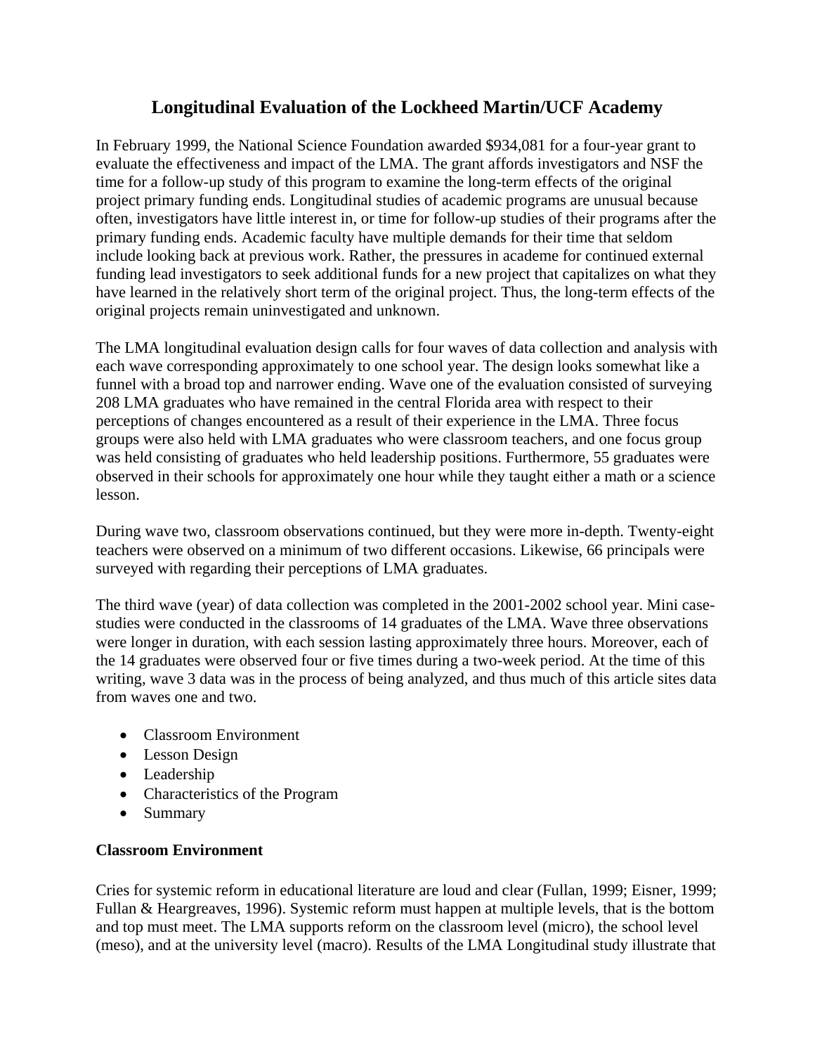# Longitudinal Evaluation of the Lockheed Martin/UCF Academy

In February 1999, the National Science Foundation awarded $934,081 for a four-year grant to evaluate the effectiveness and impact of the LMA. The grant affords investigators and NSF the time for a follow-up study of this program to examine the long-term effects of the original project primary funding ends. Longitudinal studies of academic programs are unusual because often, investigators have little interest in, or time for follow-up studies of their programs after the primary funding ends. Academic faculty have multiple demands for their time that seldom include looking back at previous work. Rather, the pressures in academe for continued external funding lead investigators to seek additional funds for a new project that capitalizes on what they have learned in the relatively short term of the original project. Thus, the long-term effects of the original projects remain uninvestigated and unknown.

The LMA longitudinal evaluation design calls for four waves of data collection and analysis with each wave corresponding approximately to one school year. The design looks somewhat like a funnel with a broad top and narrower ending. Wave one of the evaluation consisted of surveying 208 LMA graduates who have remained in the central Florida area with respect to their perceptions of changes encountered as a result of their experience in the LMA. Three focus groups were also held with LMA graduates who were classroom teachers, and one focus group was held consisting of graduates who held leadership positions. Furthermore, 55 graduates were observed in their schools for approximately one hour while they taught either a math or a science lesson.

During wave two, classroom observations continued, but they were more in-depth. Twenty-eight teachers were observed on a minimum of two different occasions. Likewise, 66 principals were surveyed with regarding their perceptions of LMA graduates.

The third wave (year) of data collection was completed in the 2001-2002 school year. Mini case-studies were conducted in the classrooms of 14 graduates of the LMA. Wave three observations were longer in duration, with each session lasting approximately three hours. Moreover, each of the 14 graduates were observed four or five times during a two-week period. At the time of this writing, wave 3 data was in the process of being analyzed, and thus much of this article sites data from waves one and two.

- Classroom Environment
- Lesson Design
- Leadership
- Characteristics of the Program
- Summary

**Classroom Environment**

Cries for systemic reform in educational literature are loud and clear (Fullan, 1999; Eisner, 1999; Fullan & Heargreaves, 1996). Systemic reform must happen at multiple levels, that is the bottom and top must meet. The LMA supports reform on the classroom level (micro), the school level (meso), and at the university level (macro). Results of the LMA Longitudinal study illustrate that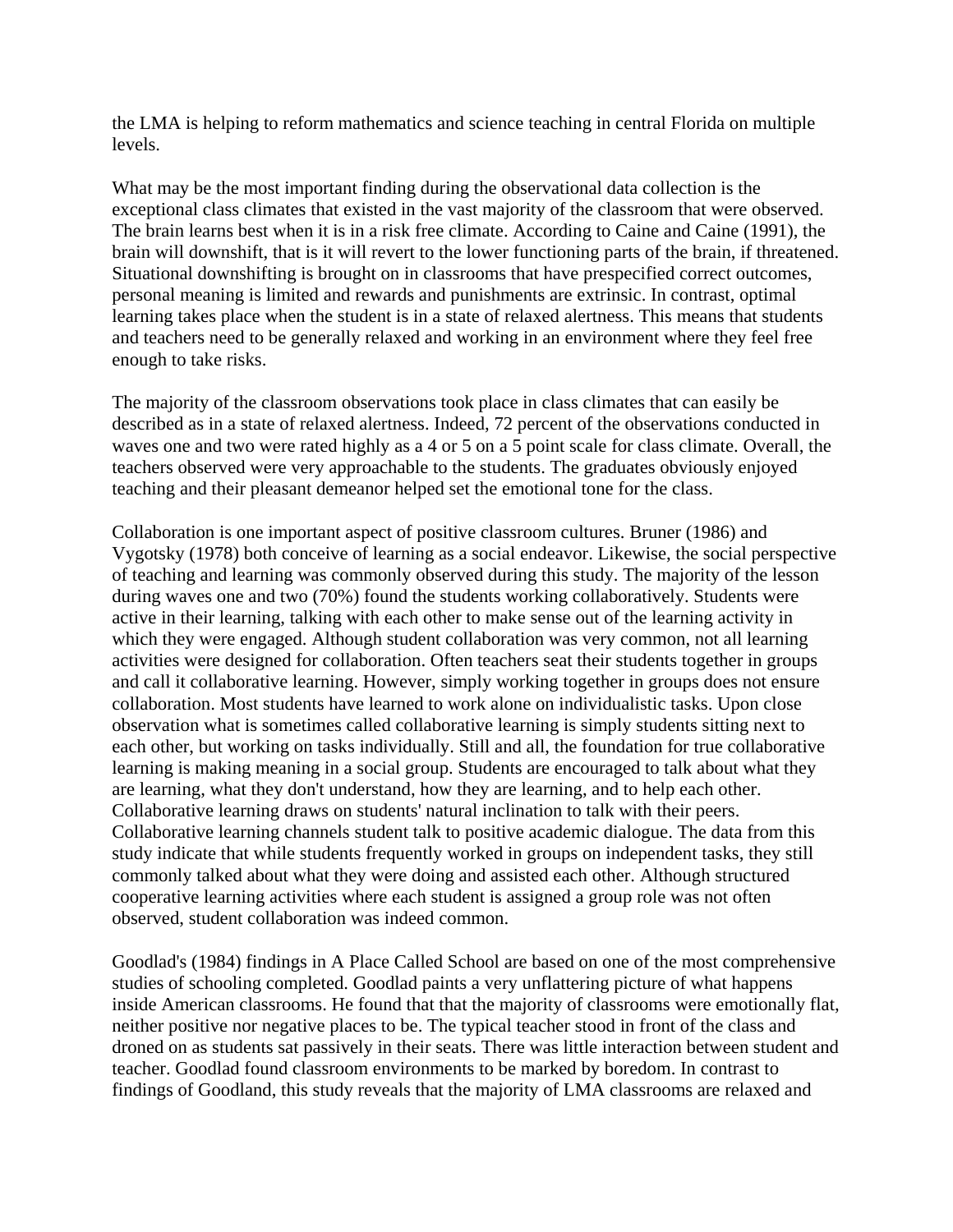the LMA is helping to reform mathematics and science teaching in central Florida on multiple levels.

What may be the most important finding during the observational data collection is the exceptional class climates that existed in the vast majority of the classroom that were observed. The brain learns best when it is in a risk free climate. According to Caine and Caine (1991), the brain will downshift, that is it will revert to the lower functioning parts of the brain, if threatened. Situational downshifting is brought on in classrooms that have prespecified correct outcomes, personal meaning is limited and rewards and punishments are extrinsic. In contrast, optimal learning takes place when the student is in a state of relaxed alertness. This means that students and teachers need to be generally relaxed and working in an environment where they feel free enough to take risks.

The majority of the classroom observations took place in class climates that can easily be described as in a state of relaxed alertness. Indeed, 72 percent of the observations conducted in waves one and two were rated highly as a 4 or 5 on a 5 point scale for class climate. Overall, the teachers observed were very approachable to the students. The graduates obviously enjoyed teaching and their pleasant demeanor helped set the emotional tone for the class.

Collaboration is one important aspect of positive classroom cultures. Bruner (1986) and Vygotsky (1978) both conceive of learning as a social endeavor. Likewise, the social perspective of teaching and learning was commonly observed during this study. The majority of the lesson during waves one and two (70%) found the students working collaboratively. Students were active in their learning, talking with each other to make sense out of the learning activity in which they were engaged. Although student collaboration was very common, not all learning activities were designed for collaboration. Often teachers seat their students together in groups and call it collaborative learning. However, simply working together in groups does not ensure collaboration. Most students have learned to work alone on individualistic tasks. Upon close observation what is sometimes called collaborative learning is simply students sitting next to each other, but working on tasks individually. Still and all, the foundation for true collaborative learning is making meaning in a social group. Students are encouraged to talk about what they are learning, what they don't understand, how they are learning, and to help each other. Collaborative learning draws on students' natural inclination to talk with their peers. Collaborative learning channels student talk to positive academic dialogue. The data from this study indicate that while students frequently worked in groups on independent tasks, they still commonly talked about what they were doing and assisted each other. Although structured cooperative learning activities where each student is assigned a group role was not often observed, student collaboration was indeed common.

Goodlad's (1984) findings in A Place Called School are based on one of the most comprehensive studies of schooling completed. Goodlad paints a very unflattering picture of what happens inside American classrooms. He found that that the majority of classrooms were emotionally flat, neither positive nor negative places to be. The typical teacher stood in front of the class and droned on as students sat passively in their seats. There was little interaction between student and teacher. Goodlad found classroom environments to be marked by boredom. In contrast to findings of Goodland, this study reveals that the majority of LMA classrooms are relaxed and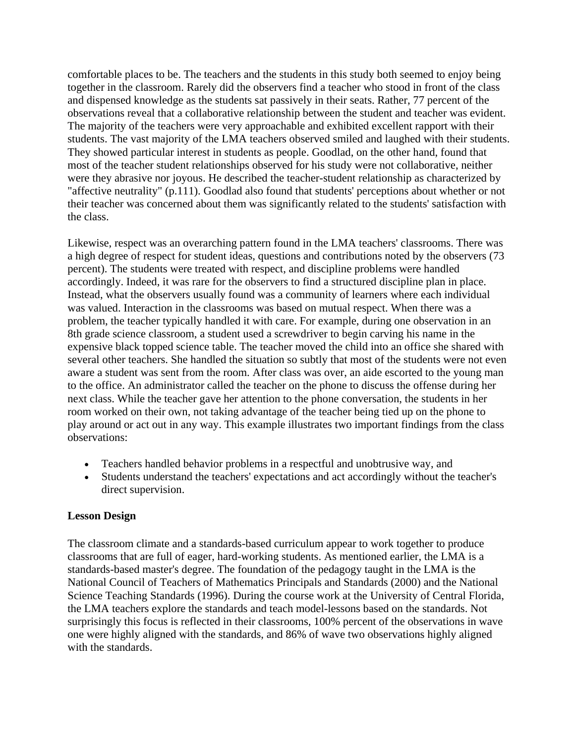comfortable places to be. The teachers and the students in this study both seemed to enjoy being together in the classroom. Rarely did the observers find a teacher who stood in front of the class and dispensed knowledge as the students sat passively in their seats. Rather, 77 percent of the observations reveal that a collaborative relationship between the student and teacher was evident. The majority of the teachers were very approachable and exhibited excellent rapport with their students. The vast majority of the LMA teachers observed smiled and laughed with their students. They showed particular interest in students as people. Goodlad, on the other hand, found that most of the teacher student relationships observed for his study were not collaborative, neither were they abrasive nor joyous. He described the teacher-student relationship as characterized by "affective neutrality" (p.111). Goodlad also found that students' perceptions about whether or not their teacher was concerned about them was significantly related to the students' satisfaction with the class.

Likewise, respect was an overarching pattern found in the LMA teachers' classrooms. There was a high degree of respect for student ideas, questions and contributions noted by the observers (73 percent). The students were treated with respect, and discipline problems were handled accordingly. Indeed, it was rare for the observers to find a structured discipline plan in place. Instead, what the observers usually found was a community of learners where each individual was valued. Interaction in the classrooms was based on mutual respect. When there was a problem, the teacher typically handled it with care. For example, during one observation in an 8th grade science classroom, a student used a screwdriver to begin carving his name in the expensive black topped science table. The teacher moved the child into an office she shared with several other teachers. She handled the situation so subtly that most of the students were not even aware a student was sent from the room. After class was over, an aide escorted to the young man to the office. An administrator called the teacher on the phone to discuss the offense during her next class. While the teacher gave her attention to the phone conversation, the students in her room worked on their own, not taking advantage of the teacher being tied up on the phone to play around or act out in any way. This example illustrates two important findings from the class observations:

- Teachers handled behavior problems in a respectful and unobtrusive way, and
- Students understand the teachers' expectations and act accordingly without the teacher's direct supervision.

**Lesson Design**

The classroom climate and a standards-based curriculum appear to work together to produce classrooms that are full of eager, hard-working students. As mentioned earlier, the LMA is a standards-based master's degree. The foundation of the pedagogy taught in the LMA is the National Council of Teachers of Mathematics Principals and Standards (2000) and the National Science Teaching Standards (1996). During the course work at the University of Central Florida, the LMA teachers explore the standards and teach model-lessons based on the standards. Not surprisingly this focus is reflected in their classrooms, 100% percent of the observations in wave one were highly aligned with the standards, and 86% of wave two observations highly aligned with the standards.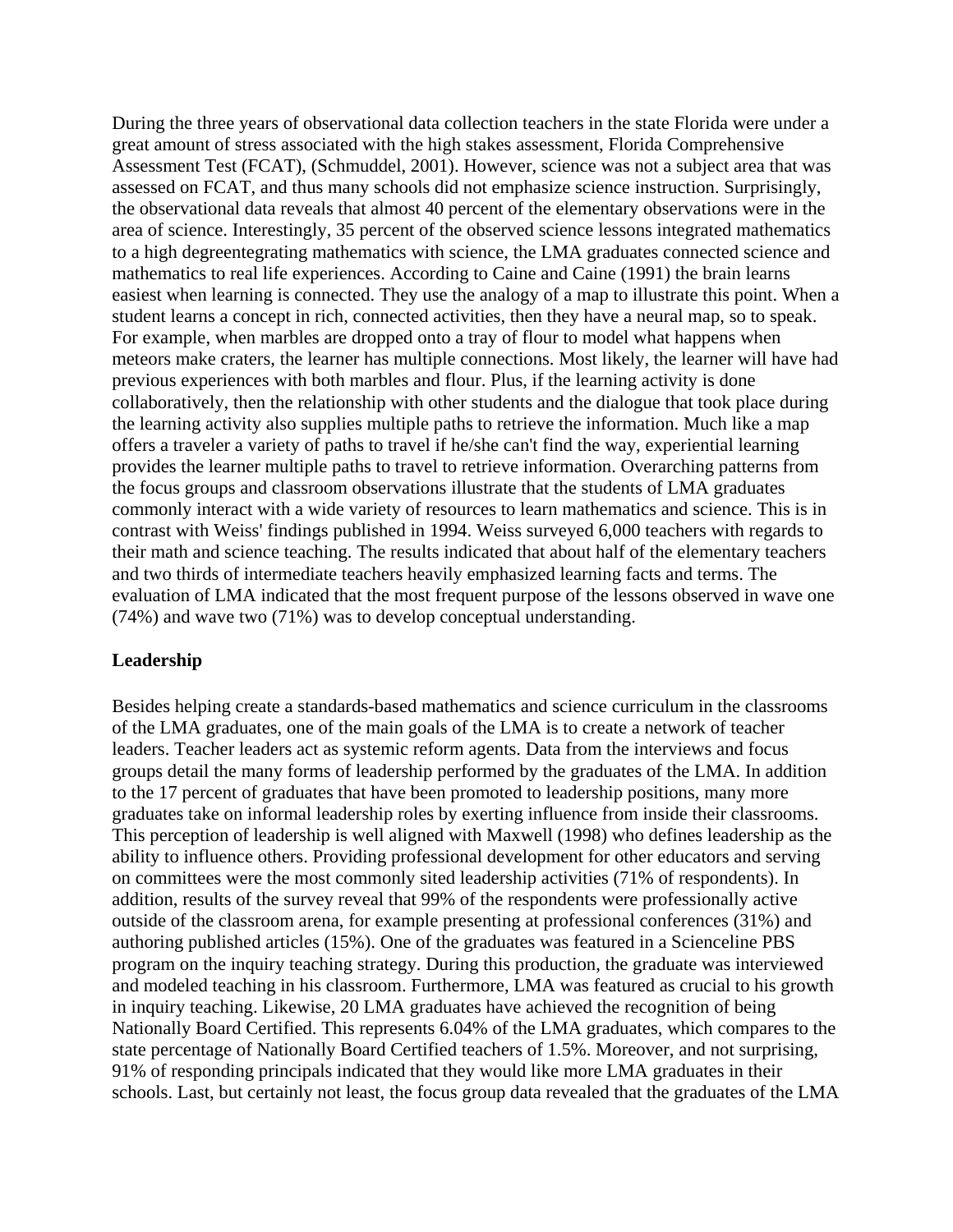During the three years of observational data collection teachers in the state Florida were under a great amount of stress associated with the high stakes assessment, Florida Comprehensive Assessment Test (FCAT), (Schmuddel, 2001). However, science was not a subject area that was assessed on FCAT, and thus many schools did not emphasize science instruction. Surprisingly, the observational data reveals that almost 40 percent of the elementary observations were in the area of science. Interestingly, 35 percent of the observed science lessons integrated mathematics to a high degreentegrating mathematics with science, the LMA graduates connected science and mathematics to real life experiences. According to Caine and Caine (1991) the brain learns easiest when learning is connected. They use the analogy of a map to illustrate this point. When a student learns a concept in rich, connected activities, then they have a neural map, so to speak. For example, when marbles are dropped onto a tray of flour to model what happens when meteors make craters, the learner has multiple connections. Most likely, the learner will have had previous experiences with both marbles and flour. Plus, if the learning activity is done collaboratively, then the relationship with other students and the dialogue that took place during the learning activity also supplies multiple paths to retrieve the information. Much like a map offers a traveler a variety of paths to travel if he/she can't find the way, experiential learning provides the learner multiple paths to travel to retrieve information. Overarching patterns from the focus groups and classroom observations illustrate that the students of LMA graduates commonly interact with a wide variety of resources to learn mathematics and science. This is in contrast with Weiss' findings published in 1994. Weiss surveyed 6,000 teachers with regards to their math and science teaching. The results indicated that about half of the elementary teachers and two thirds of intermediate teachers heavily emphasized learning facts and terms. The evaluation of LMA indicated that the most frequent purpose of the lessons observed in wave one (74%) and wave two (71%) was to develop conceptual understanding.

**Leadership**

Besides helping create a standards-based mathematics and science curriculum in the classrooms of the LMA graduates, one of the main goals of the LMA is to create a network of teacher leaders. Teacher leaders act as systemic reform agents. Data from the interviews and focus groups detail the many forms of leadership performed by the graduates of the LMA. In addition to the 17 percent of graduates that have been promoted to leadership positions, many more graduates take on informal leadership roles by exerting influence from inside their classrooms. This perception of leadership is well aligned with Maxwell (1998) who defines leadership as the ability to influence others. Providing professional development for other educators and serving on committees were the most commonly sited leadership activities (71% of respondents). In addition, results of the survey reveal that 99% of the respondents were professionally active outside of the classroom arena, for example presenting at professional conferences (31%) and authoring published articles (15%). One of the graduates was featured in a Scienceline PBS program on the inquiry teaching strategy. During this production, the graduate was interviewed and modeled teaching in his classroom. Furthermore, LMA was featured as crucial to his growth in inquiry teaching. Likewise, 20 LMA graduates have achieved the recognition of being Nationally Board Certified. This represents 6.04% of the LMA graduates, which compares to the state percentage of Nationally Board Certified teachers of 1.5%. Moreover, and not surprising, 91% of responding principals indicated that they would like more LMA graduates in their schools. Last, but certainly not least, the focus group data revealed that the graduates of the LMA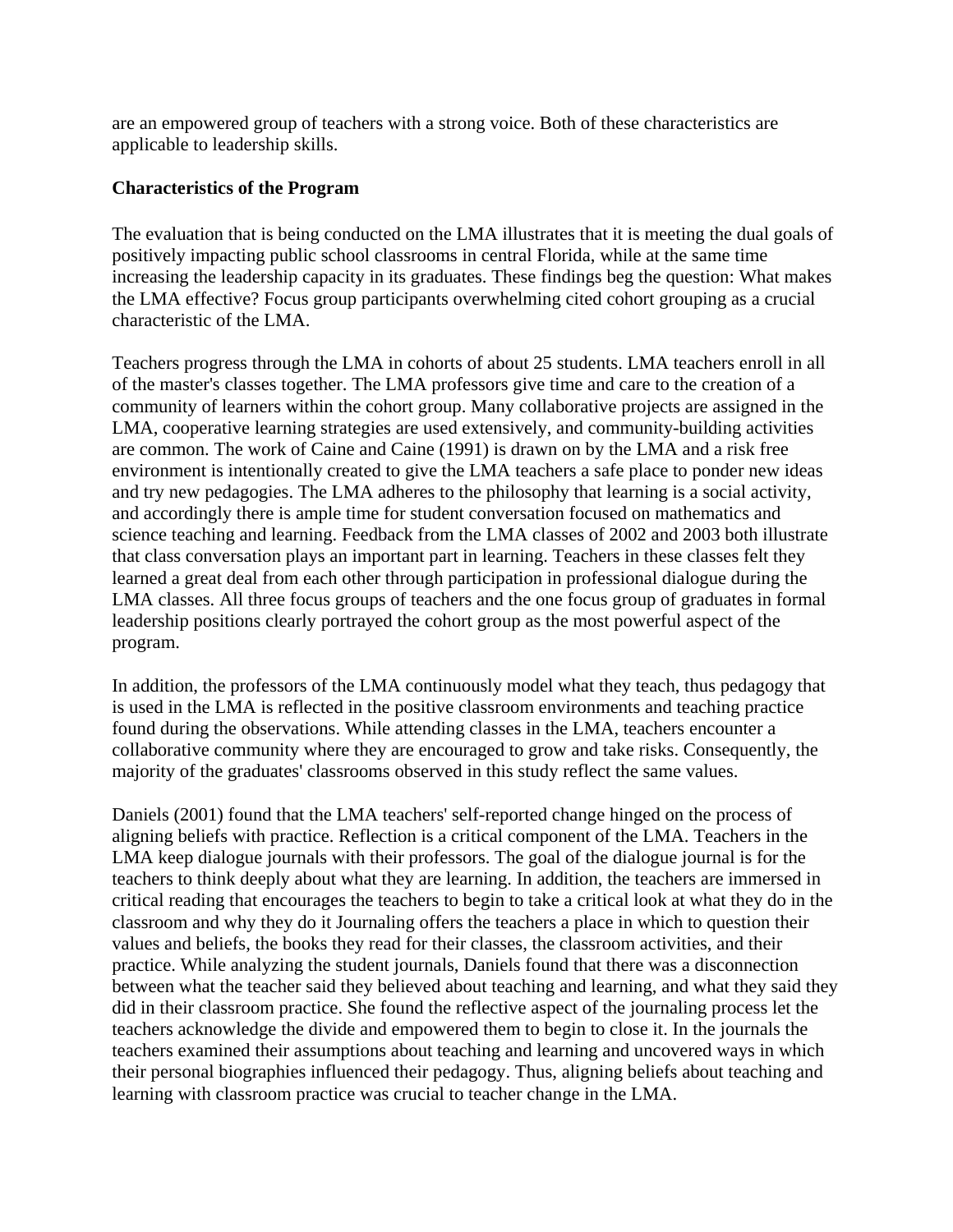are an empowered group of teachers with a strong voice. Both of these characteristics are applicable to leadership skills.

**Characteristics of the Program**

The evaluation that is being conducted on the LMA illustrates that it is meeting the dual goals of positively impacting public school classrooms in central Florida, while at the same time increasing the leadership capacity in its graduates. These findings beg the question: What makes the LMA effective? Focus group participants overwhelming cited cohort grouping as a crucial characteristic of the LMA.

Teachers progress through the LMA in cohorts of about 25 students. LMA teachers enroll in all of the master's classes together. The LMA professors give time and care to the creation of a community of learners within the cohort group. Many collaborative projects are assigned in the LMA, cooperative learning strategies are used extensively, and community-building activities are common. The work of Caine and Caine (1991) is drawn on by the LMA and a risk free environment is intentionally created to give the LMA teachers a safe place to ponder new ideas and try new pedagogies. The LMA adheres to the philosophy that learning is a social activity, and accordingly there is ample time for student conversation focused on mathematics and science teaching and learning. Feedback from the LMA classes of 2002 and 2003 both illustrate that class conversation plays an important part in learning. Teachers in these classes felt they learned a great deal from each other through participation in professional dialogue during the LMA classes. All three focus groups of teachers and the one focus group of graduates in formal leadership positions clearly portrayed the cohort group as the most powerful aspect of the program.

In addition, the professors of the LMA continuously model what they teach, thus pedagogy that is used in the LMA is reflected in the positive classroom environments and teaching practice found during the observations. While attending classes in the LMA, teachers encounter a collaborative community where they are encouraged to grow and take risks. Consequently, the majority of the graduates' classrooms observed in this study reflect the same values.

Daniels (2001) found that the LMA teachers' self-reported change hinged on the process of aligning beliefs with practice. Reflection is a critical component of the LMA. Teachers in the LMA keep dialogue journals with their professors. The goal of the dialogue journal is for the teachers to think deeply about what they are learning. In addition, the teachers are immersed in critical reading that encourages the teachers to begin to take a critical look at what they do in the classroom and why they do it Journaling offers the teachers a place in which to question their values and beliefs, the books they read for their classes, the classroom activities, and their practice. While analyzing the student journals, Daniels found that there was a disconnection between what the teacher said they believed about teaching and learning, and what they said they did in their classroom practice. She found the reflective aspect of the journaling process let the teachers acknowledge the divide and empowered them to begin to close it. In the journals the teachers examined their assumptions about teaching and learning and uncovered ways in which their personal biographies influenced their pedagogy. Thus, aligning beliefs about teaching and learning with classroom practice was crucial to teacher change in the LMA.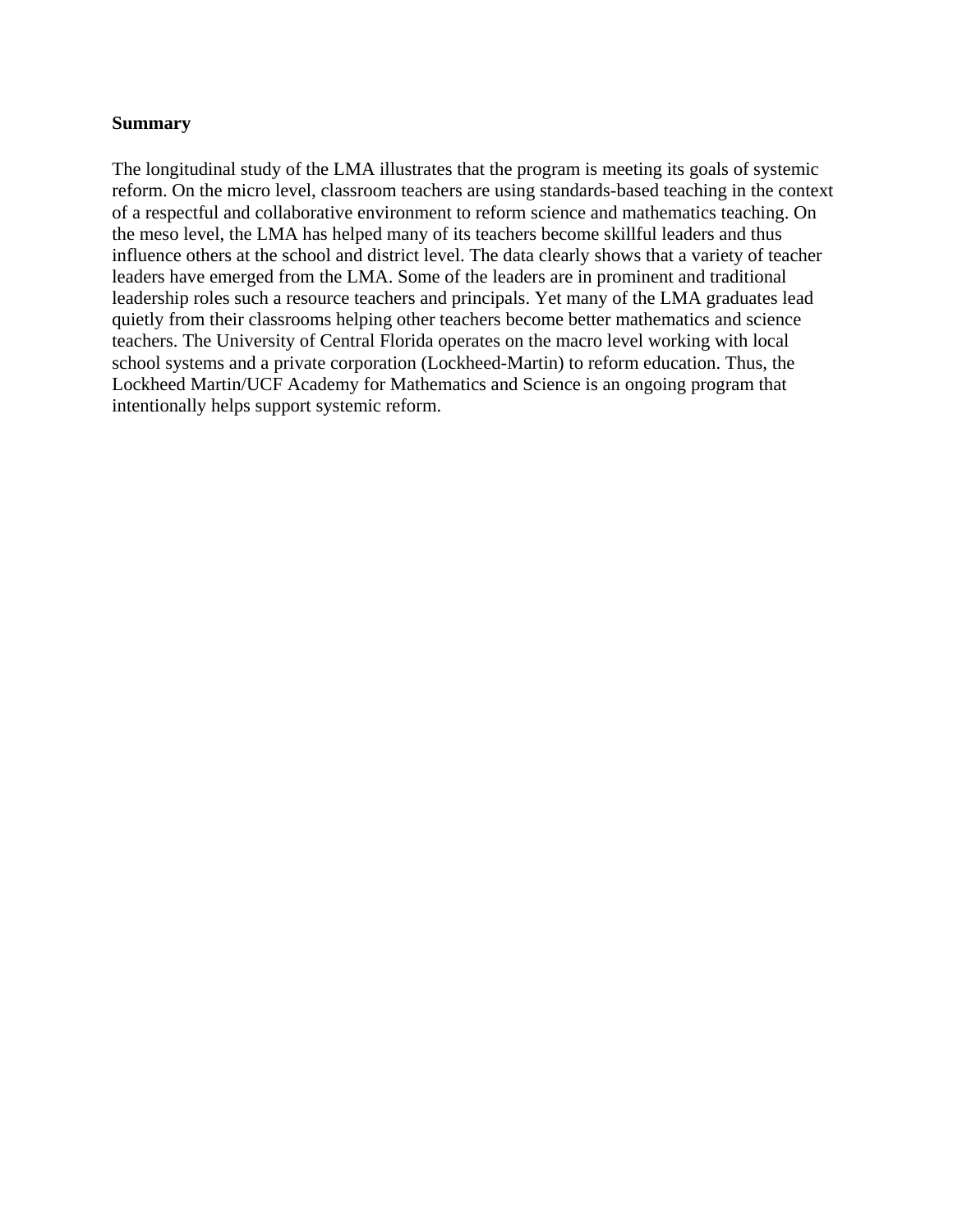**Summary**

The longitudinal study of the LMA illustrates that the program is meeting its goals of systemic reform. On the micro level, classroom teachers are using standards-based teaching in the context of a respectful and collaborative environment to reform science and mathematics teaching. On the meso level, the LMA has helped many of its teachers become skillful leaders and thus influence others at the school and district level. The data clearly shows that a variety of teacher leaders have emerged from the LMA. Some of the leaders are in prominent and traditional leadership roles such a resource teachers and principals. Yet many of the LMA graduates lead quietly from their classrooms helping other teachers become better mathematics and science teachers. The University of Central Florida operates on the macro level working with local school systems and a private corporation (Lockheed-Martin) to reform education. Thus, the Lockheed Martin/UCF Academy for Mathematics and Science is an ongoing program that intentionally helps support systemic reform.